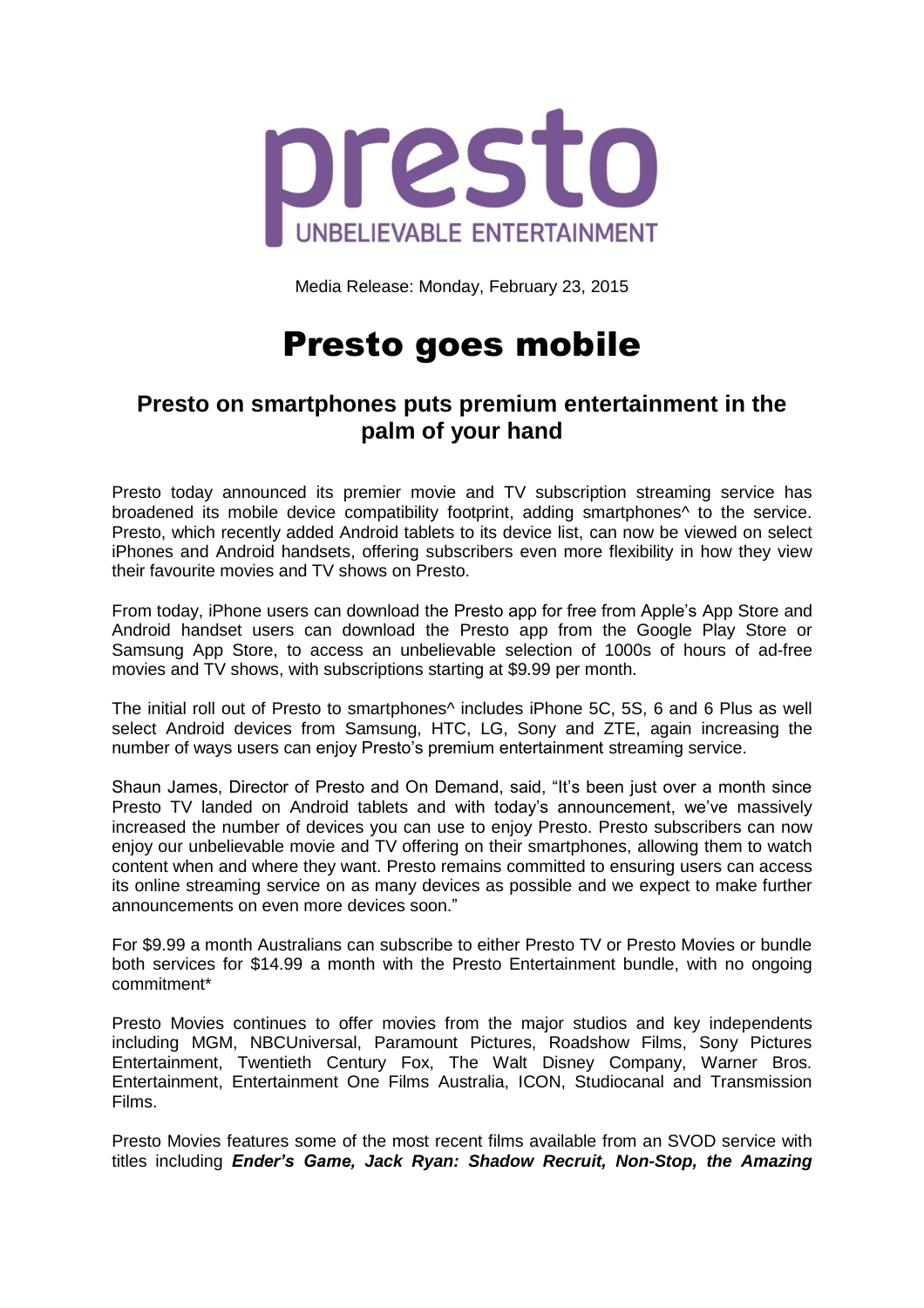presto

UNBELIEVABLE ENTERTAINMENT

Media Release: Monday, February 23, 2015

# Presto goes mobile

## Presto on smartphones puts premium entertainment in the palm of your hand

Presto today announced its premier movie and TV subscription streaming service has broadened its mobile device compatibility footprint, adding smartphones^ to the service. Presto, which recently added Android tablets to its device list, can now be viewed on select iPhones and Android handsets, offering subscribers even more flexibility in how they view their favourite movies and TV shows on Presto.

From today, iPhone users can download the Presto app for free from Apple's App Store and Android handset users can download the Presto app from the Google Play Store or Samsung App Store, to access an unbelievable selection of 1000s of hours of ad-free movies and TV shows, with subscriptions starting at $9.99 per month.

The initial roll out of Presto to smartphones^ includes iPhone 5C, 5S, 6 and 6 Plus as well select Android devices from Samsung, HTC, LG, Sony and ZTE, again increasing the number of ways users can enjoy Presto's premium entertainment streaming service.

Shaun James, Director of Presto and On Demand, said, "It's been just over a month since Presto TV landed on Android tablets and with today's announcement, we've massively increased the number of devices you can use to enjoy Presto. Presto subscribers can now enjoy our unbelievable movie and TV offering on their smartphones, allowing them to watch content when and where they want. Presto remains committed to ensuring users can access its online streaming service on as many devices as possible and we expect to make further announcements on even more devices soon."

For $9.99 a month Australians can subscribe to either Presto TV or Presto Movies or bundle both services for $14.99 a month with the Presto Entertainment bundle, with no ongoing commitment*

Presto Movies continues to offer movies from the major studios and key independents including MGM, NBCUniversal, Paramount Pictures, Roadshow Films, Sony Pictures Entertainment, Twentieth Century Fox, The Walt Disney Company, Warner Bros. Entertainment, Entertainment One Films Australia, ICON, Studiocanal and Transmission Films.

Presto Movies features some of the most recent films available from an SVOD service with titles including ***Ender's Game, Jack Ryan: Shadow Recruit, Non-Stop, the Amazing***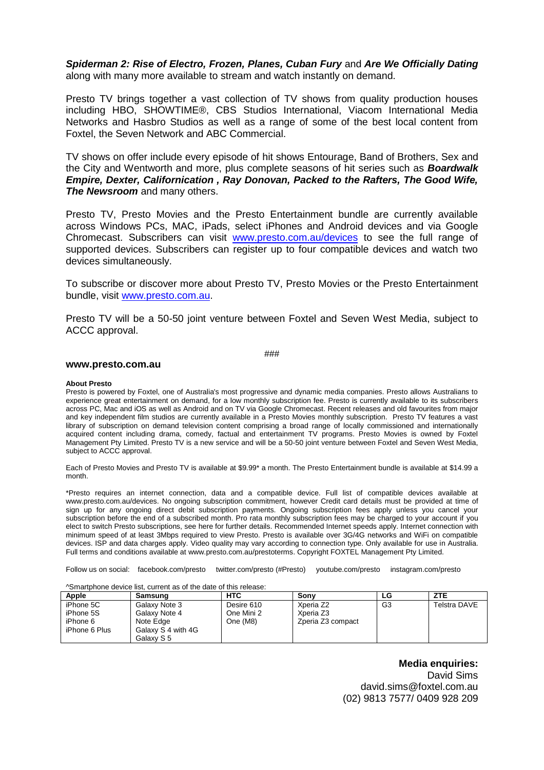***Spiderman 2: Rise of Electro, Frozen, Planes, Cuban Fury*** and ***Are We Officially Dating*** along with many more available to stream and watch instantly on demand.

Presto TV brings together a vast collection of TV shows from quality production houses including HBO, SHOWTIME®, CBS Studios International, Viacom International Media Networks and Hasbro Studios as well as a range of some of the best local content from Foxtel, the Seven Network and ABC Commercial.

TV shows on offer include every episode of hit shows Entourage, Band of Brothers, Sex and the City and Wentworth and more, plus complete seasons of hit series such as ***Boardwalk Empire, Dexter, Californication , Ray Donovan, Packed to the Rafters, The Good Wife, The Newsroom*** and many others.

Presto TV, Presto Movies and the Presto Entertainment bundle are currently available across Windows PCs, MAC, iPads, select iPhones and Android devices and via Google Chromecast. Subscribers can visit www.presto.com.au/devices to see the full range of supported devices. Subscribers can register up to four compatible devices and watch two devices simultaneously.

To subscribe or discover more about Presto TV, Presto Movies or the Presto Entertainment bundle, visit www.presto.com.au.

Presto TV will be a 50-50 joint venture between Foxtel and Seven West Media, subject to ACCC approval.

###

**www.presto.com.au**

**About Presto**

Presto is powered by Foxtel, one of Australia's most progressive and dynamic media companies. Presto allows Australians to experience great entertainment on demand, for a low monthly subscription fee. Presto is currently available to its subscribers across PC, Mac and iOS as well as Android and on TV via Google Chromecast. Recent releases and old favourites from major and key independent film studios are currently available in a Presto Movies monthly subscription. Presto TV features a vast library of subscription on demand television content comprising a broad range of locally commissioned and internationally acquired content including drama, comedy, factual and entertainment TV programs. Presto Movies is owned by Foxtel Management Pty Limited. Presto TV is a new service and will be a 50-50 joint venture between Foxtel and Seven West Media, subject to ACCC approval.

Each of Presto Movies and Presto TV is available at $9.99* a month. The Presto Entertainment bundle is available at $14.99 a month.

*Presto requires an internet connection, data and a compatible device. Full list of compatible devices available at www.presto.com.au/devices. No ongoing subscription commitment, however Credit card details must be provided at time of sign up for any ongoing direct debit subscription payments. Ongoing subscription fees apply unless you cancel your subscription before the end of a subscribed month. Pro rata monthly subscription fees may be charged to your account if you elect to switch Presto subscriptions, see here for further details. Recommended Internet speeds apply. Internet connection with minimum speed of at least 3Mbps required to view Presto. Presto is available over 3G/4G networks and WiFi on compatible devices. ISP and data charges apply. Video quality may vary according to connection type. Only available for use in Australia. Full terms and conditions available at www.presto.com.au/prestoterms. Copyright FOXTEL Management Pty Limited.

Follow us on social: facebook.com/presto twitter.com/presto (#Presto) youtube.com/presto instagram.com/presto

^Smartphone device list, current as of the date of this release:

| Apple | Samsung | HTC | Sony | LG | ZTE |
|---|---|---|---|---|---|
| iPhone 5C<br>iPhone 5S<br>iPhone 6<br>iPhone 6 Plus | Galaxy Note 3<br>Galaxy Note 4<br>Note Edge<br>Galaxy S 4 with 4G<br>Galaxy S 5 | Desire 610<br>One Mini 2<br>One (M8) | Xperia Z2<br>Xperia Z3<br>Zperia Z3 compact | G3 | Telstra DAVE |

**Media enquiries:**
David Sims
david.sims@foxtel.com.au
(02) 9813 7577/ 0409 928 209